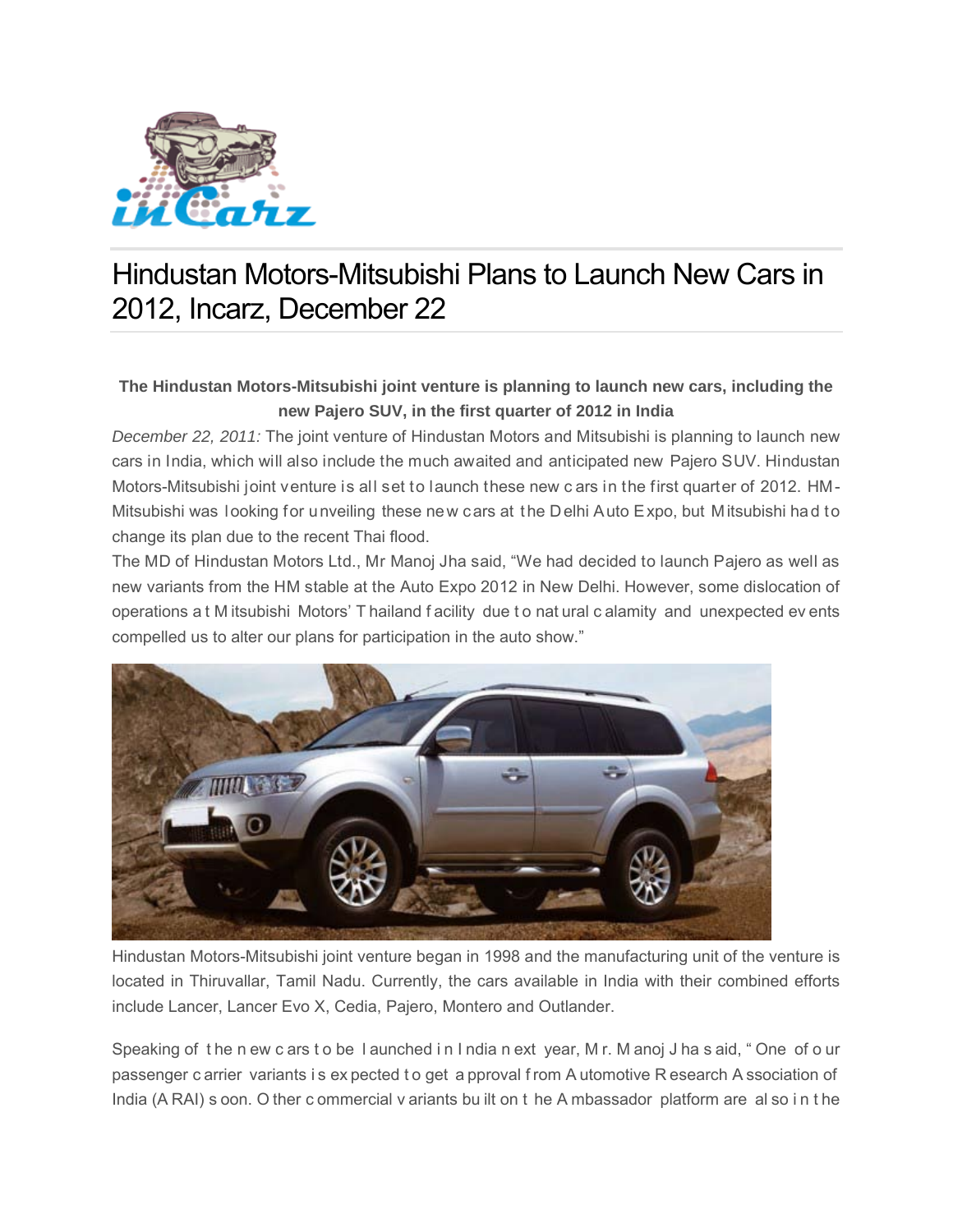# Hindustan Motors-Mitsubishi Plans to Launch New Cars in 2012, Incarz, December 22

**The Hindustan Motors-Mitsubishi joint venture is planning to launch new cars, including the new Pajero SUV, in the first quarter of 2012 in India**

*December 22, 2011:* The joint venture of Hindustan Motors and Mitsubishi is planning to launch new cars in India, which will also include the much awaited and anticipated new Pajero SUV. Hindustan Motors-Mitsubishi joint venture is all set to launch these new cars in the first quarter of 2012. HM-Mitsubishi was looking for unveiling these new cars at the Delhi Auto Expo, but Mitsubishi had to change its plan due to the recent Thai flood.

The MD of Hindustan Motors Ltd., Mr Manoj Jha said, "We had decided to launch Pajero as well as new variants from the HM stable at the Auto Expo 2012 in New Delhi. However, some dislocation of operations at Mitsubishi Motors' Thailand facility due to natural calamity and unexpected events compelled us to alter our plans for participation in the auto show."

Hindustan Motors-Mitsubishi joint venture began in 1998 and the manufacturing unit of the venture is located in Thiruvallar, Tamil Nadu. Currently, the cars available in India with their combined efforts include Lancer, Lancer Evo X, Cedia, Pajero, Montero and Outlander.

Speaking of the new cars to be launched in India next year, Mr. Manoj Jha said, "One of our passenger carrier variants is expected to get approval from Automotive Research Association of India (ARAI) soon. Other commercial variants built on the Ambassador platform are also in the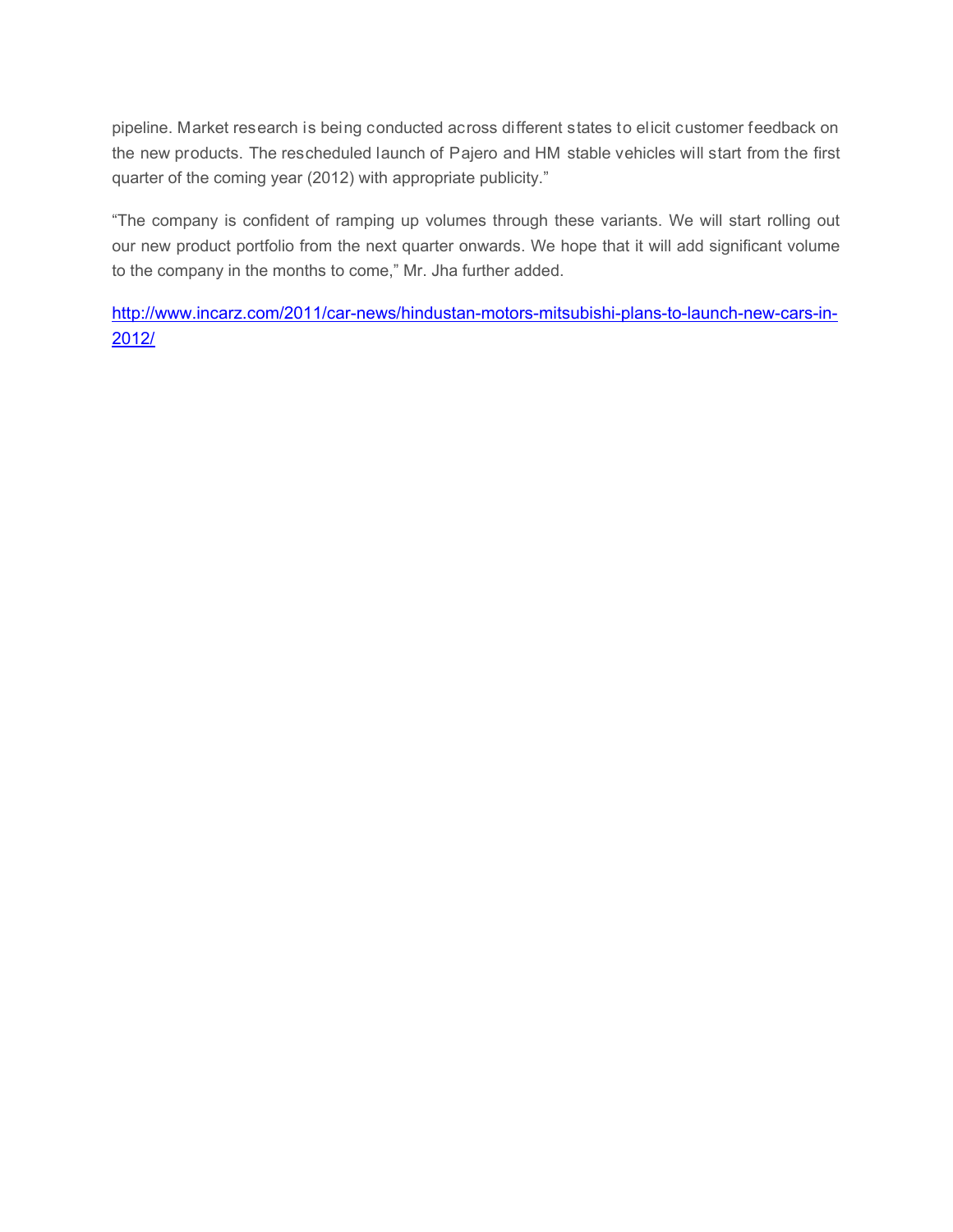pipeline. Market research is being conducted across different states to elicit customer feedback on the new products. The rescheduled launch of Pajero and HM stable vehicles will start from the first quarter of the coming year (2012) with appropriate publicity."

"The company is confident of ramping up volumes through these variants. We will start rolling out our new product portfolio from the next quarter onwards. We hope that it will add significant volume to the company in the months to come," Mr. Jha further added.

http://www.incarz.com/2011/car-news/hindustan-motors-mitsubishi-plans-to-launch-new-cars-in-2012/